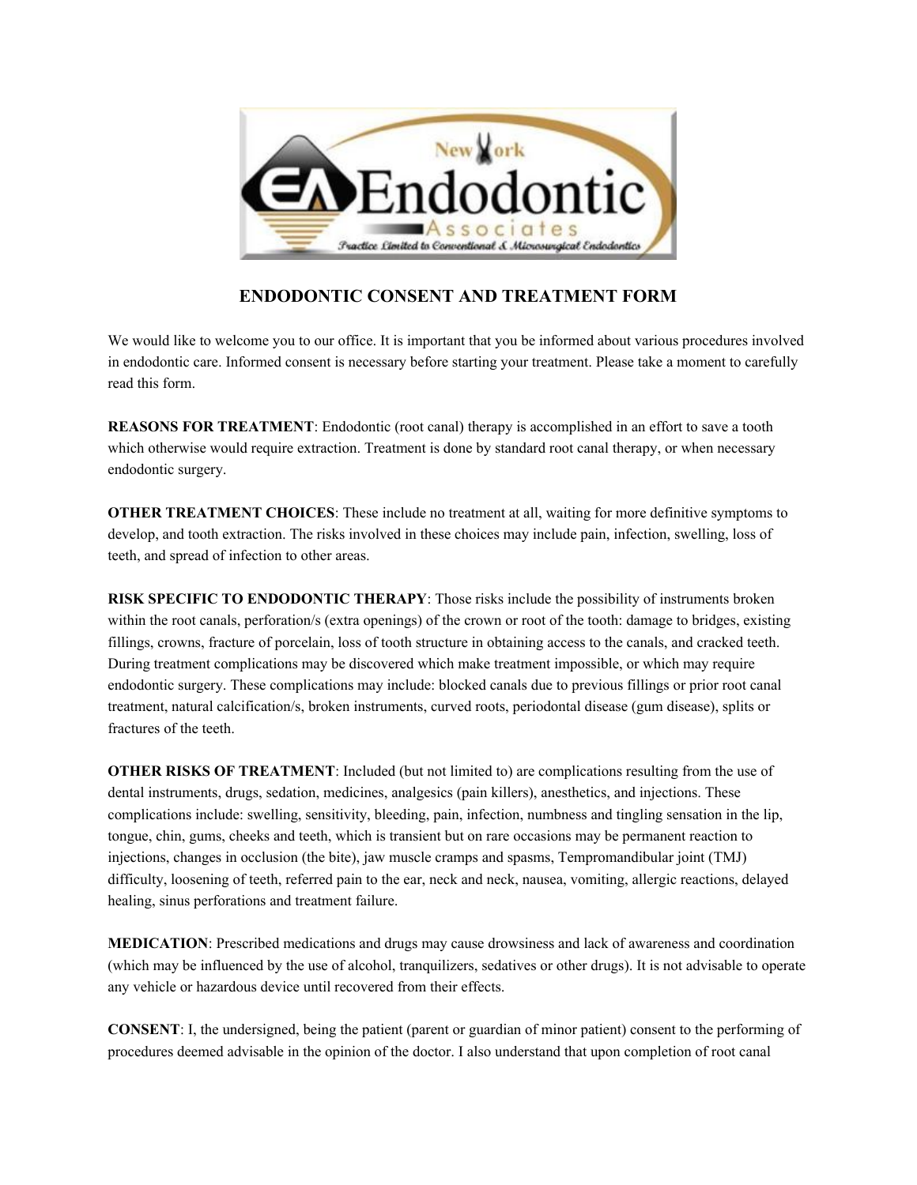# ENDODONTIC CONSENT AND TREATMENT FORM

We would like to welcome you to our office. It is important that you be informed about various procedures involved in endodontic care. Informed consent is necessary before starting your treatment. Please take a moment to carefully read this form.

**REASONS FOR TREATMENT**: Endodontic (root canal) therapy is accomplished in an effort to save a tooth which otherwise would require extraction. Treatment is done by standard root canal therapy, or when necessary endodontic surgery.

**OTHER TREATMENT CHOICES**: These include no treatment at all, waiting for more definitive symptoms to develop, and tooth extraction. The risks involved in these choices may include pain, infection, swelling, loss of teeth, and spread of infection to other areas.

**RISK SPECIFIC TO ENDODONTIC THERAPY**: Those risks include the possibility of instruments broken within the root canals, perforation/s (extra openings) of the crown or root of the tooth: damage to bridges, existing fillings, crowns, fracture of porcelain, loss of tooth structure in obtaining access to the canals, and cracked teeth. During treatment complications may be discovered which make treatment impossible, or which may require endodontic surgery. These complications may include: blocked canals due to previous fillings or prior root canal treatment, natural calcification/s, broken instruments, curved roots, periodontal disease (gum disease), splits or fractures of the teeth.

**OTHER RISKS OF TREATMENT**: Included (but not limited to) are complications resulting from the use of dental instruments, drugs, sedation, medicines, analgesics (pain killers), anesthetics, and injections. These complications include: swelling, sensitivity, bleeding, pain, infection, numbness and tingling sensation in the lip, tongue, chin, gums, cheeks and teeth, which is transient but on rare occasions may be permanent reaction to injections, changes in occlusion (the bite), jaw muscle cramps and spasms, Tempromandibular joint (TMJ) difficulty, loosening of teeth, referred pain to the ear, neck and neck, nausea, vomiting, allergic reactions, delayed healing, sinus perforations and treatment failure.

**MEDICATION**: Prescribed medications and drugs may cause drowsiness and lack of awareness and coordination (which may be influenced by the use of alcohol, tranquilizers, sedatives or other drugs). It is not advisable to operate any vehicle or hazardous device until recovered from their effects.

**CONSENT**: I, the undersigned, being the patient (parent or guardian of minor patient) consent to the performing of procedures deemed advisable in the opinion of the doctor. I also understand that upon completion of root canal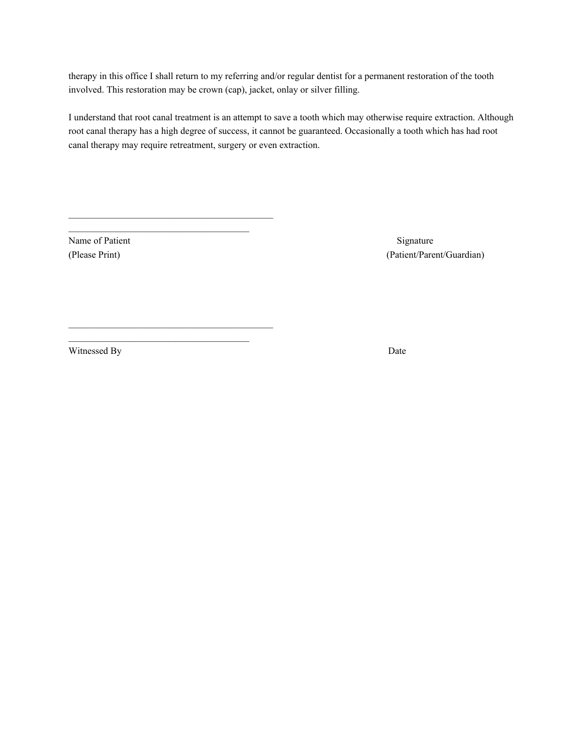therapy in this office I shall return to my referring and/or regular dentist for a permanent restoration of the tooth involved. This restoration may be crown (cap), jacket, onlay or silver filling.

I understand that root canal treatment is an attempt to save a tooth which may otherwise require extraction. Although root canal therapy has a high degree of success, it cannot be guaranteed. Occasionally a tooth which has had root canal therapy may require retreatment, surgery or even extraction.

\_\_\_\_\_\_\_\_\_\_\_\_\_\_\_\_\_\_\_\_\_\_\_\_\_\_\_\_\_\_\_\_\_\_\_\_\_\_\_\_\_\_\_\_ \_\_\_\_\_\_\_\_\_\_\_\_\_\_\_\_\_\_\_\_\_\_\_\_\_\_\_\_\_\_\_\_\_\_\_\_\_\_\_

Name of Patient (Please Print)

Signature (Patient/Parent/Guardian)

\_\_\_\_\_\_\_\_\_\_\_\_\_\_\_\_\_\_\_\_\_\_\_\_\_\_\_\_\_\_\_\_\_\_\_\_\_\_\_\_\_\_\_\_ \_\_\_\_\_\_\_\_\_\_\_\_\_\_\_\_\_\_\_\_\_\_\_\_\_\_\_\_\_\_\_\_\_\_\_\_\_\_\_

Witnessed By

Date